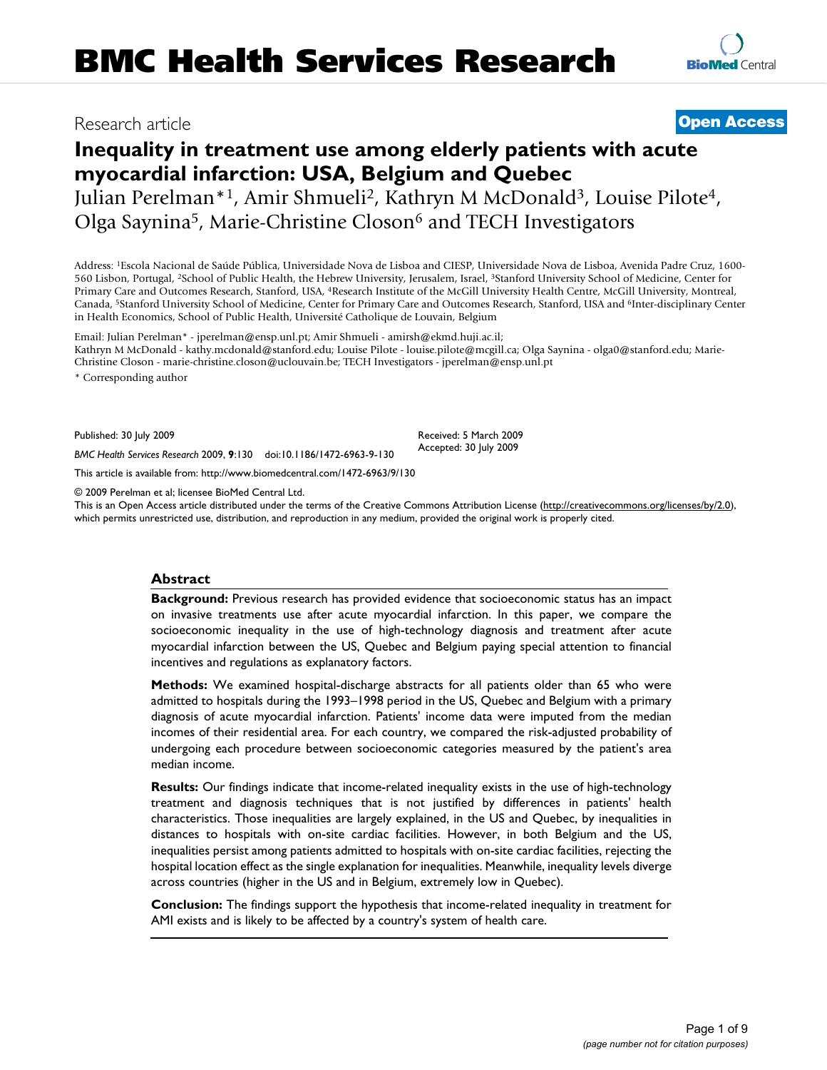BMC Health Services Research

Research article

**Open Access**

# Inequality in treatment use among elderly patients with acute myocardial infarction: USA, Belgium and Quebec

Julian Perelman*[1], Amir Shmueli[2], Kathryn M McDonald[3], Louise Pilote[4], Olga Saynina[5], Marie-Christine Closon[6] and TECH Investigators

Address: [1]Escola Nacional de Saúde Pública, Universidade Nova de Lisboa and CIESP, Universidade Nova de Lisboa, Avenida Padre Cruz, 1600-560 Lisbon, Portugal, [2]School of Public Health, the Hebrew University, Jerusalem, Israel, [3]Stanford University School of Medicine, Center for Primary Care and Outcomes Research, Stanford, USA, [4]Research Institute of the McGill University Health Centre, McGill University, Montreal, Canada, [5]Stanford University School of Medicine, Center for Primary Care and Outcomes Research, Stanford, USA and [6]Inter-disciplinary Center in Health Economics, School of Public Health, Université Catholique de Louvain, Belgium

Email: Julian Perelman* - jperelman@ensp.unl.pt; Amir Shmueli - amirsh@ekmd.huji.ac.il; Kathryn M McDonald - kathy.mcdonald@stanford.edu; Louise Pilote - louise.pilote@mcgill.ca; Olga Saynina - olga0@stanford.edu; Marie-Christine Closon - marie-christine.closon@uclouvain.be; TECH Investigators - jperelman@ensp.unl.pt

\* Corresponding author

Published: 30 July 2009

*BMC Health Services Research* 2009, **9**:130 doi:10.1186/1472-6963-9-130

Received: 5 March 2009
Accepted: 30 July 2009

This article is available from: http://www.biomedcentral.com/1472-6963/9/130

© 2009 Perelman et al; licensee BioMed Central Ltd.

This is an Open Access article distributed under the terms of the Creative Commons Attribution License (http://creativecommons.org/licenses/by/2.0), which permits unrestricted use, distribution, and reproduction in any medium, provided the original work is properly cited.

## Abstract

**Background:** Previous research has provided evidence that socioeconomic status has an impact on invasive treatments use after acute myocardial infarction. In this paper, we compare the socioeconomic inequality in the use of high-technology diagnosis and treatment after acute myocardial infarction between the US, Quebec and Belgium paying special attention to financial incentives and regulations as explanatory factors.

**Methods:** We examined hospital-discharge abstracts for all patients older than 65 who were admitted to hospitals during the 1993–1998 period in the US, Quebec and Belgium with a primary diagnosis of acute myocardial infarction. Patients' income data were imputed from the median incomes of their residential area. For each country, we compared the risk-adjusted probability of undergoing each procedure between socioeconomic categories measured by the patient's area median income.

**Results:** Our findings indicate that income-related inequality exists in the use of high-technology treatment and diagnosis techniques that is not justified by differences in patients' health characteristics. Those inequalities are largely explained, in the US and Quebec, by inequalities in distances to hospitals with on-site cardiac facilities. However, in both Belgium and the US, inequalities persist among patients admitted to hospitals with on-site cardiac facilities, rejecting the hospital location effect as the single explanation for inequalities. Meanwhile, inequality levels diverge across countries (higher in the US and in Belgium, extremely low in Quebec).

**Conclusion:** The findings support the hypothesis that income-related inequality in treatment for AMI exists and is likely to be affected by a country's system of health care.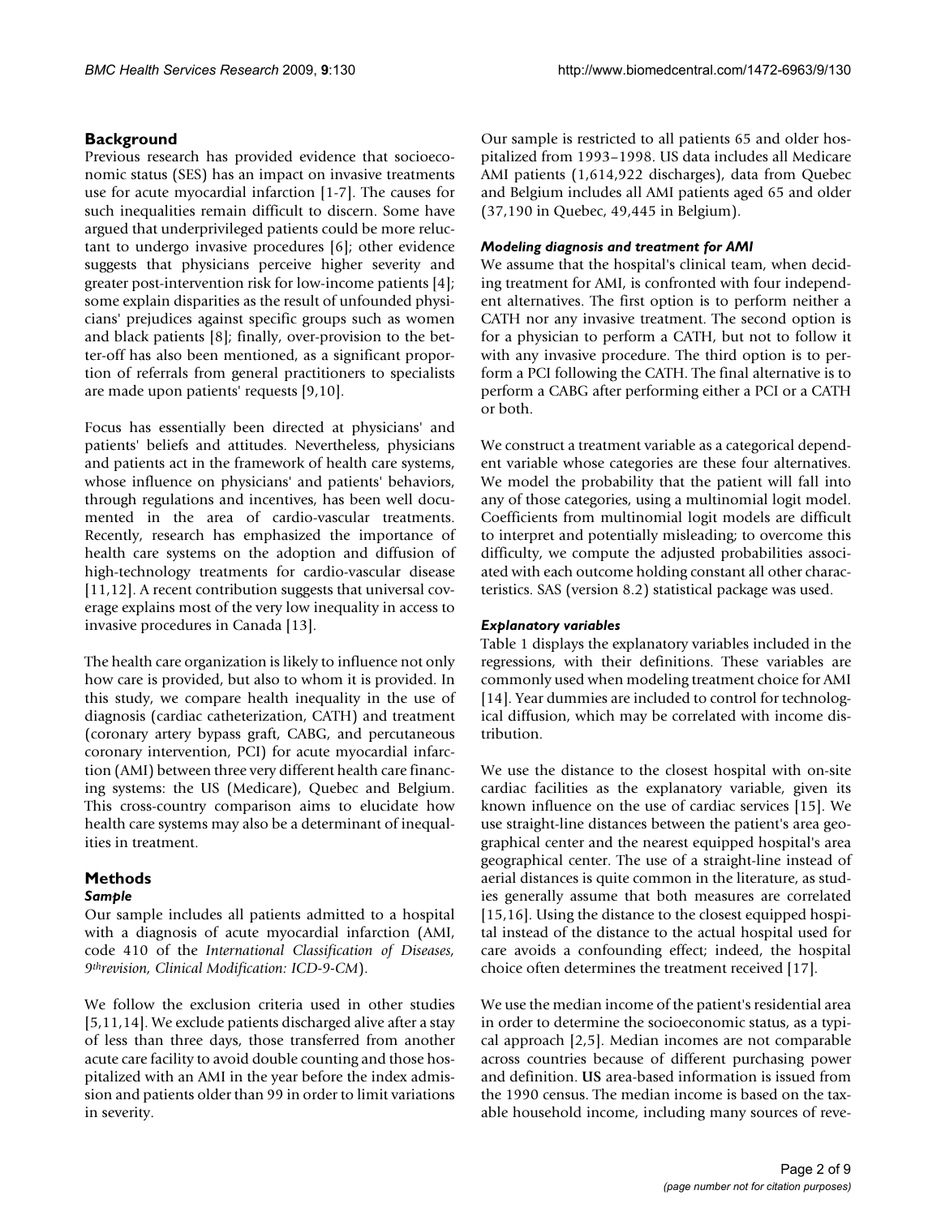## Background

Previous research has provided evidence that socioeconomic status (SES) has an impact on invasive treatments use for acute myocardial infarction [1-7]. The causes for such inequalities remain difficult to discern. Some have argued that underprivileged patients could be more reluctant to undergo invasive procedures [6]; other evidence suggests that physicians perceive higher severity and greater post-intervention risk for low-income patients [4]; some explain disparities as the result of unfounded physicians' prejudices against specific groups such as women and black patients [8]; finally, over-provision to the better-off has also been mentioned, as a significant proportion of referrals from general practitioners to specialists are made upon patients' requests [9,10].

Focus has essentially been directed at physicians' and patients' beliefs and attitudes. Nevertheless, physicians and patients act in the framework of health care systems, whose influence on physicians' and patients' behaviors, through regulations and incentives, has been well documented in the area of cardio-vascular treatments. Recently, research has emphasized the importance of health care systems on the adoption and diffusion of high-technology treatments for cardio-vascular disease [11,12]. A recent contribution suggests that universal coverage explains most of the very low inequality in access to invasive procedures in Canada [13].

The health care organization is likely to influence not only how care is provided, but also to whom it is provided. In this study, we compare health inequality in the use of diagnosis (cardiac catheterization, CATH) and treatment (coronary artery bypass graft, CABG, and percutaneous coronary intervention, PCI) for acute myocardial infarction (AMI) between three very different health care financing systems: the US (Medicare), Quebec and Belgium. This cross-country comparison aims to elucidate how health care systems may also be a determinant of inequalities in treatment.

## Methods

### *Sample*

Our sample includes all patients admitted to a hospital with a diagnosis of acute myocardial infarction (AMI, code 410 of the *International Classification of Diseases, 9threvision, Clinical Modification: ICD-9-CM*).

We follow the exclusion criteria used in other studies [5,11,14]. We exclude patients discharged alive after a stay of less than three days, those transferred from another acute care facility to avoid double counting and those hospitalized with an AMI in the year before the index admission and patients older than 99 in order to limit variations in severity.

Our sample is restricted to all patients 65 and older hospitalized from 1993–1998. US data includes all Medicare AMI patients (1,614,922 discharges), data from Quebec and Belgium includes all AMI patients aged 65 and older (37,190 in Quebec, 49,445 in Belgium).

### *Modeling diagnosis and treatment for AMI*

We assume that the hospital's clinical team, when deciding treatment for AMI, is confronted with four independent alternatives. The first option is to perform neither a CATH nor any invasive treatment. The second option is for a physician to perform a CATH, but not to follow it with any invasive procedure. The third option is to perform a PCI following the CATH. The final alternative is to perform a CABG after performing either a PCI or a CATH or both.

We construct a treatment variable as a categorical dependent variable whose categories are these four alternatives. We model the probability that the patient will fall into any of those categories, using a multinomial logit model. Coefficients from multinomial logit models are difficult to interpret and potentially misleading; to overcome this difficulty, we compute the adjusted probabilities associated with each outcome holding constant all other characteristics. SAS (version 8.2) statistical package was used.

### *Explanatory variables*

Table 1 displays the explanatory variables included in the regressions, with their definitions. These variables are commonly used when modeling treatment choice for AMI [14]. Year dummies are included to control for technological diffusion, which may be correlated with income distribution.

We use the distance to the closest hospital with on-site cardiac facilities as the explanatory variable, given its known influence on the use of cardiac services [15]. We use straight-line distances between the patient's area geographical center and the nearest equipped hospital's area geographical center. The use of a straight-line instead of aerial distances is quite common in the literature, as studies generally assume that both measures are correlated [15,16]. Using the distance to the closest equipped hospital instead of the distance to the actual hospital used for care avoids a confounding effect; indeed, the hospital choice often determines the treatment received [17].

We use the median income of the patient's residential area in order to determine the socioeconomic status, as a typical approach [2,5]. Median incomes are not comparable across countries because of different purchasing power and definition. **US** area-based information is issued from the 1990 census. The median income is based on the taxable household income, including many sources of reve-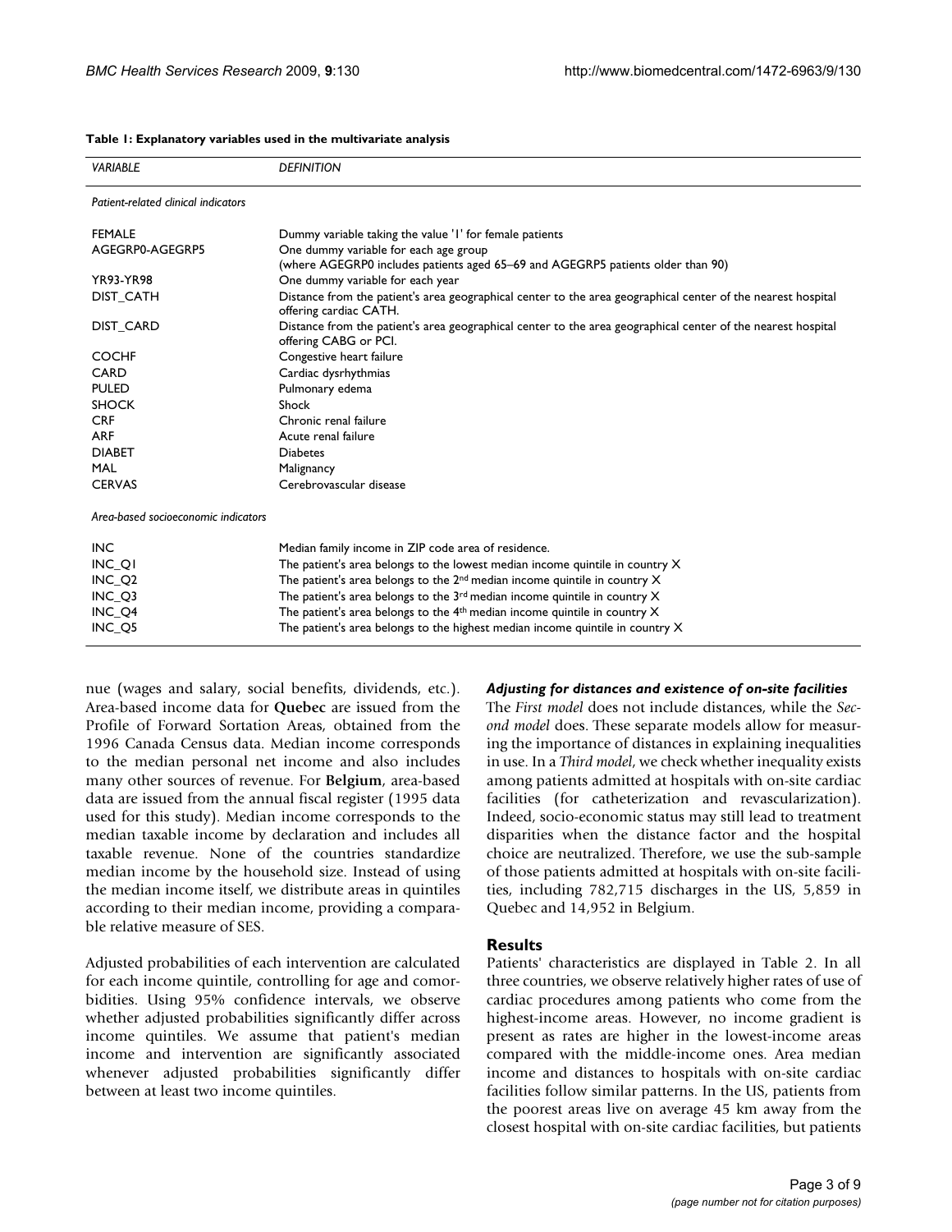**Table 1: Explanatory variables used in the multivariate analysis**

| *VARIABLE* | *DEFINITION* |
|---|---|
| *Patient-related clinical indicators* | |
| FEMALE | Dummy variable taking the value '1' for female patients |
| AGEGRP0-AGEGRP5 | One dummy variable for each age group (where AGEGRP0 includes patients aged 65–69 and AGEGRP5 patients older than 90) |
| YR93-YR98 | One dummy variable for each year |
| DIST_CATH | Distance from the patient's area geographical center to the area geographical center of the nearest hospital offering cardiac CATH. |
| DIST_CARD | Distance from the patient's area geographical center to the area geographical center of the nearest hospital offering CABG or PCI. |
| COCHF | Congestive heart failure |
| CARD | Cardiac dysrhythmias |
| PULED | Pulmonary edema |
| SHOCK | Shock |
| CRF | Chronic renal failure |
| ARF | Acute renal failure |
| DIABET | Diabetes |
| MAL | Malignancy |
| CERVAS | Cerebrovascular disease |
| *Area-based socioeconomic indicators* | |
| INC | Median family income in ZIP code area of residence. |
| INC_Q1 | The patient's area belongs to the lowest median income quintile in country X |
| INC_Q2 | The patient's area belongs to the 2nd median income quintile in country X |
| INC_Q3 | The patient's area belongs to the 3rd median income quintile in country X |
| INC_Q4 | The patient's area belongs to the 4th median income quintile in country X |
| INC_Q5 | The patient's area belongs to the highest median income quintile in country X |

nue (wages and salary, social benefits, dividends, etc.). Area-based income data for **Quebec** are issued from the Profile of Forward Sortation Areas, obtained from the 1996 Canada Census data. Median income corresponds to the median personal net income and also includes many other sources of revenue. For **Belgium**, area-based data are issued from the annual fiscal register (1995 data used for this study). Median income corresponds to the median taxable income by declaration and includes all taxable revenue. None of the countries standardize median income by the household size. Instead of using the median income itself, we distribute areas in quintiles according to their median income, providing a comparable relative measure of SES.

Adjusted probabilities of each intervention are calculated for each income quintile, controlling for age and comorbidities. Using 95% confidence intervals, we observe whether adjusted probabilities significantly differ across income quintiles. We assume that patient's median income and intervention are significantly associated whenever adjusted probabilities significantly differ between at least two income quintiles.

#### *Adjusting for distances and existence of on-site facilities*

The *First model* does not include distances, while the *Second model* does. These separate models allow for measuring the importance of distances in explaining inequalities in use. In a *Third model*, we check whether inequality exists among patients admitted at hospitals with on-site cardiac facilities (for catheterization and revascularization). Indeed, socio-economic status may still lead to treatment disparities when the distance factor and the hospital choice are neutralized. Therefore, we use the sub-sample of those patients admitted at hospitals with on-site facilities, including 782,715 discharges in the US, 5,859 in Quebec and 14,952 in Belgium.

## Results

Patients' characteristics are displayed in Table 2. In all three countries, we observe relatively higher rates of use of cardiac procedures among patients who come from the highest-income areas. However, no income gradient is present as rates are higher in the lowest-income areas compared with the middle-income ones. Area median income and distances to hospitals with on-site cardiac facilities follow similar patterns. In the US, patients from the poorest areas live on average 45 km away from the closest hospital with on-site cardiac facilities, but patients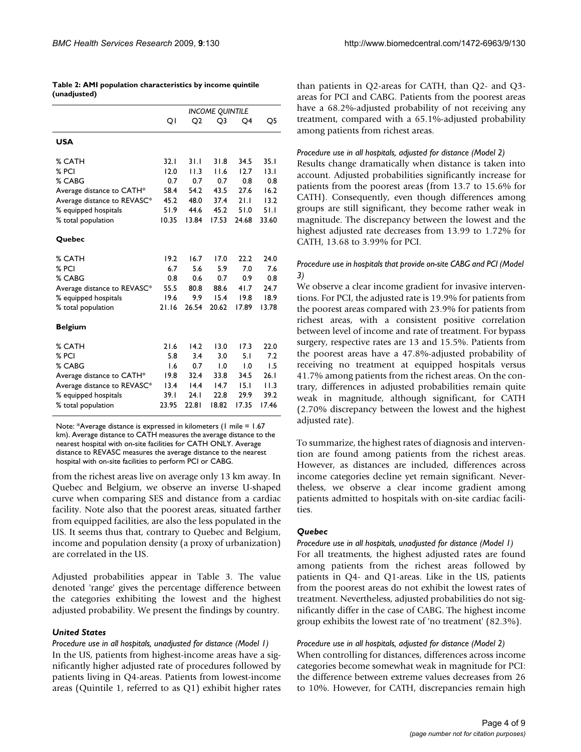**Table 2: AMI population characteristics by income quintile (unadjusted)**

| | INCOME QUINTILE | | | | |
|---|---|---|---|---|---|
| | Q1 | Q2 | Q3 | Q4 | Q5 |
| **USA** | | | | | |
| % CATH | 32.1 | 31.1 | 31.8 | 34.5 | 35.1 |
| % PCI | 12.0 | 11.3 | 11.6 | 12.7 | 13.1 |
| % CABG | 0.7 | 0.7 | 0.7 | 0.8 | 0.8 |
| Average distance to CATH* | 58.4 | 54.2 | 43.5 | 27.6 | 16.2 |
| Average distance to REVASC* | 45.2 | 48.0 | 37.4 | 21.1 | 13.2 |
| % equipped hospitals | 51.9 | 44.6 | 45.2 | 51.0 | 51.1 |
| % total population | 10.35 | 13.84 | 17.53 | 24.68 | 33.60 |
| **Quebec** | | | | | |
| % CATH | 19.2 | 16.7 | 17.0 | 22.2 | 24.0 |
| % PCI | 6.7 | 5.6 | 5.9 | 7.0 | 7.6 |
| % CABG | 0.8 | 0.6 | 0.7 | 0.9 | 0.8 |
| Average distance to REVASC* | 55.5 | 80.8 | 88.6 | 41.7 | 24.7 |
| % equipped hospitals | 19.6 | 9.9 | 15.4 | 19.8 | 18.9 |
| % total population | 21.16 | 26.54 | 20.62 | 17.89 | 13.78 |
| **Belgium** | | | | | |
| % CATH | 21.6 | 14.2 | 13.0 | 17.3 | 22.0 |
| % PCI | 5.8 | 3.4 | 3.0 | 5.1 | 7.2 |
| % CABG | 1.6 | 0.7 | 1.0 | 1.0 | 1.5 |
| Average distance to CATH* | 19.8 | 32.4 | 33.8 | 34.5 | 26.1 |
| Average distance to REVASC* | 13.4 | 14.4 | 14.7 | 15.1 | 11.3 |
| % equipped hospitals | 39.1 | 24.1 | 22.8 | 29.9 | 39.2 |
| % total population | 23.95 | 22.81 | 18.82 | 17.35 | 17.46 |

Note: *Average distance is expressed in kilometers (1 mile = 1.67 km). Average distance to CATH measures the average distance to the nearest hospital with on-site facilities for CATH ONLY. Average distance to REVASC measures the average distance to the nearest hospital with on-site facilities to perform PCI or CABG.

from the richest areas live on average only 13 km away. In Quebec and Belgium, we observe an inverse U-shaped curve when comparing SES and distance from a cardiac facility. Note also that the poorest areas, situated farther from equipped facilities, are also the less populated in the US. It seems thus that, contrary to Quebec and Belgium, income and population density (a proxy of urbanization) are correlated in the US.

Adjusted probabilities appear in Table 3. The value denoted 'range' gives the percentage difference between the categories exhibiting the lowest and the highest adjusted probability. We present the findings by country.

### *United States*

*Procedure use in all hospitals, unadjusted for distance (Model 1)*

In the US, patients from highest-income areas have a significantly higher adjusted rate of procedures followed by patients living in Q4-areas. Patients from lowest-income areas (Quintile 1, referred to as Q1) exhibit higher rates than patients in Q2-areas for CATH, than Q2- and Q3-areas for PCI and CABG. Patients from the poorest areas have a 68.2%-adjusted probability of not receiving any treatment, compared with a 65.1%-adjusted probability among patients from richest areas.

*Procedure use in all hospitals, adjusted for distance (Model 2)*

Results change dramatically when distance is taken into account. Adjusted probabilities significantly increase for patients from the poorest areas (from 13.7 to 15.6% for CATH). Consequently, even though differences among groups are still significant, they become rather weak in magnitude. The discrepancy between the lowest and the highest adjusted rate decreases from 13.99 to 1.72% for CATH, 13.68 to 3.99% for PCI.

*Procedure use in hospitals that provide on-site CABG and PCI (Model 3)*

We observe a clear income gradient for invasive interventions. For PCI, the adjusted rate is 19.9% for patients from the poorest areas compared with 23.9% for patients from richest areas, with a consistent positive correlation between level of income and rate of treatment. For bypass surgery, respective rates are 13 and 15.5%. Patients from the poorest areas have a 47.8%-adjusted probability of receiving no treatment at equipped hospitals versus 41.7% among patients from the richest areas. On the contrary, differences in adjusted probabilities remain quite weak in magnitude, although significant, for CATH (2.70% discrepancy between the lowest and the highest adjusted rate).

To summarize, the highest rates of diagnosis and intervention are found among patients from the richest areas. However, as distances are included, differences across income categories decline yet remain significant. Nevertheless, we observe a clear income gradient among patients admitted to hospitals with on-site cardiac facilities.

### *Quebec*

*Procedure use in all hospitals, unadjusted for distance (Model 1)*

For all treatments, the highest adjusted rates are found among patients from the richest areas followed by patients in Q4- and Q1-areas. Like in the US, patients from the poorest areas do not exhibit the lowest rates of treatment. Nevertheless, adjusted probabilities do not significantly differ in the case of CABG. The highest income group exhibits the lowest rate of 'no treatment' (82.3%).

*Procedure use in all hospitals, adjusted for distance (Model 2)*

When controlling for distances, differences across income categories become somewhat weak in magnitude for PCI: the difference between extreme values decreases from 26 to 10%. However, for CATH, discrepancies remain high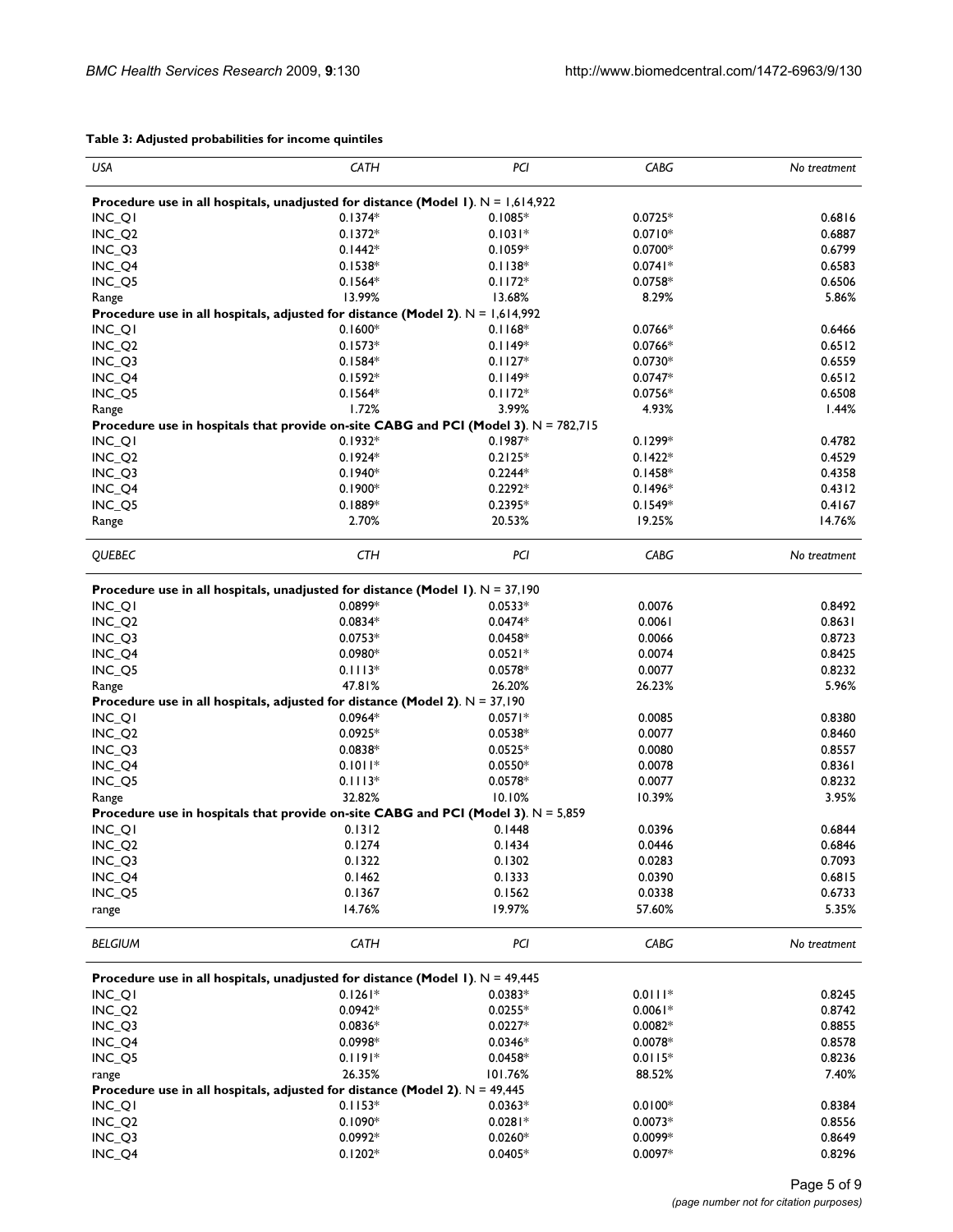**Table 3: Adjusted probabilities for income quintiles**

| *USA* | *CATH* | *PCI* | *CABG* | *No treatment* |
|---|---|---|---|---|
| **Procedure use in all hospitals, unadjusted for distance (Model 1)**. N = 1,614,922 | | | | |
| INC_Q1 | 0.1374* | 0.1085* | 0.0725* | 0.6816 |
| INC_Q2 | 0.1372* | 0.1031* | 0.0710* | 0.6887 |
| INC_Q3 | 0.1442* | 0.1059* | 0.0700* | 0.6799 |
| INC_Q4 | 0.1538* | 0.1138* | 0.0741* | 0.6583 |
| INC_Q5 | 0.1564* | 0.1172* | 0.0758* | 0.6506 |
| Range | 13.99% | 13.68% | 8.29% | 5.86% |
| **Procedure use in all hospitals, adjusted for distance (Model 2)**. N = 1,614,992 | | | | |
| INC_Q1 | 0.1600* | 0.1168* | 0.0766* | 0.6466 |
| INC_Q2 | 0.1573* | 0.1149* | 0.0766* | 0.6512 |
| INC_Q3 | 0.1584* | 0.1127* | 0.0730* | 0.6559 |
| INC_Q4 | 0.1592* | 0.1149* | 0.0747* | 0.6512 |
| INC_Q5 | 0.1564* | 0.1172* | 0.0756* | 0.6508 |
| Range | 1.72% | 3.99% | 4.93% | 1.44% |
| **Procedure use in hospitals that provide on-site CABG and PCI (Model 3)**. N = 782,715 | | | | |
| INC_Q1 | 0.1932* | 0.1987* | 0.1299* | 0.4782 |
| INC_Q2 | 0.1924* | 0.2125* | 0.1422* | 0.4529 |
| INC_Q3 | 0.1940* | 0.2244* | 0.1458* | 0.4358 |
| INC_Q4 | 0.1900* | 0.2292* | 0.1496* | 0.4312 |
| INC_Q5 | 0.1889* | 0.2395* | 0.1549* | 0.4167 |
| Range | 2.70% | 20.53% | 19.25% | 14.76% |
| *QUEBEC* | *CTH* | *PCI* | *CABG* | *No treatment* |
| **Procedure use in all hospitals, unadjusted for distance (Model 1)**. N = 37,190 | | | | |
| INC_Q1 | 0.0899* | 0.0533* | 0.0076 | 0.8492 |
| INC_Q2 | 0.0834* | 0.0474* | 0.0061 | 0.8631 |
| INC_Q3 | 0.0753* | 0.0458* | 0.0066 | 0.8723 |
| INC_Q4 | 0.0980* | 0.0521* | 0.0074 | 0.8425 |
| INC_Q5 | 0.1113* | 0.0578* | 0.0077 | 0.8232 |
| Range | 47.81% | 26.20% | 26.23% | 5.96% |
| **Procedure use in all hospitals, adjusted for distance (Model 2)**. N = 37,190 | | | | |
| INC_Q1 | 0.0964* | 0.0571* | 0.0085 | 0.8380 |
| INC_Q2 | 0.0925* | 0.0538* | 0.0077 | 0.8460 |
| INC_Q3 | 0.0838* | 0.0525* | 0.0080 | 0.8557 |
| INC_Q4 | 0.1011* | 0.0550* | 0.0078 | 0.8361 |
| INC_Q5 | 0.1113* | 0.0578* | 0.0077 | 0.8232 |
| Range | 32.82% | 10.10% | 10.39% | 3.95% |
| **Procedure use in hospitals that provide on-site CABG and PCI (Model 3)**. N = 5,859 | | | | |
| INC_Q1 | 0.1312 | 0.1448 | 0.0396 | 0.6844 |
| INC_Q2 | 0.1274 | 0.1434 | 0.0446 | 0.6846 |
| INC_Q3 | 0.1322 | 0.1302 | 0.0283 | 0.7093 |
| INC_Q4 | 0.1462 | 0.1333 | 0.0390 | 0.6815 |
| INC_Q5 | 0.1367 | 0.1562 | 0.0338 | 0.6733 |
| range | 14.76% | 19.97% | 57.60% | 5.35% |
| *BELGIUM* | *CATH* | *PCI* | *CABG* | *No treatment* |
| **Procedure use in all hospitals, unadjusted for distance (Model 1)**. N = 49,445 | | | | |
| INC_Q1 | 0.1261* | 0.0383* | 0.0111* | 0.8245 |
| INC_Q2 | 0.0942* | 0.0255* | 0.0061* | 0.8742 |
| INC_Q3 | 0.0836* | 0.0227* | 0.0082* | 0.8855 |
| INC_Q4 | 0.0998* | 0.0346* | 0.0078* | 0.8578 |
| INC_Q5 | 0.1191* | 0.0458* | 0.0115* | 0.8236 |
| range | 26.35% | 101.76% | 88.52% | 7.40% |
| **Procedure use in all hospitals, adjusted for distance (Model 2)**. N = 49,445 | | | | |
| INC_Q1 | 0.1153* | 0.0363* | 0.0100* | 0.8384 |
| INC_Q2 | 0.1090* | 0.0281* | 0.0073* | 0.8556 |
| INC_Q3 | 0.0992* | 0.0260* | 0.0099* | 0.8649 |
| INC_Q4 | 0.1202* | 0.0405* | 0.0097* | 0.8296 |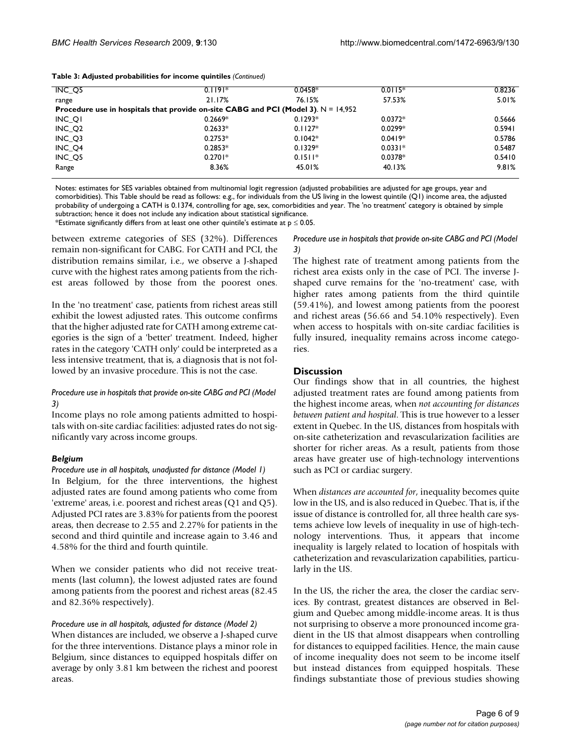**Table 3: Adjusted probabilities for income quintiles** *(Continued)*

| | | | | |
|---|---|---|---|---|
| INC_Q5 | 0.1191* | 0.0458* | 0.0115* | 0.8236 |
| range | 21.17% | 76.15% | 57.53% | 5.01% |
| **Procedure use in hospitals that provide on-site CABG and PCI (Model 3)**. N = 14,952 | | | | |
| INC_Q1 | 0.2669* | 0.1293* | 0.0372* | 0.5666 |
| INC_Q2 | 0.2633* | 0.1127* | 0.0299* | 0.5941 |
| INC_Q3 | 0.2753* | 0.1042* | 0.0419* | 0.5786 |
| INC_Q4 | 0.2853* | 0.1329* | 0.0331* | 0.5487 |
| INC_Q5 | 0.2701* | 0.1511* | 0.0378* | 0.5410 |
| Range | 8.36% | 45.01% | 40.13% | 9.81% |

Notes: estimates for SES variables obtained from multinomial logit regression (adjusted probabilities are adjusted for age groups, year and comorbidities). This Table should be read as follows: e.g., for individuals from the US living in the lowest quintile (Q1) income area, the adjusted probability of undergoing a CATH is 0.1374, controlling for age, sex, comorbidities and year. The 'no treatment' category is obtained by simple subtraction; hence it does not include any indication about statistical significance.
*Estimate significantly differs from at least one other quintile's estimate at $p \leq 0.05$.

between extreme categories of SES (32%). Differences remain non-significant for CABG. For CATH and PCI, the distribution remains similar, i.e., we observe a J-shaped curve with the highest rates among patients from the richest areas followed by those from the poorest ones.

In the 'no treatment' case, patients from richest areas still exhibit the lowest adjusted rates. This outcome confirms that the higher adjusted rate for CATH among extreme categories is the sign of a 'better' treatment. Indeed, higher rates in the category 'CATH only' could be interpreted as a less intensive treatment, that is, a diagnosis that is not followed by an invasive procedure. This is not the case.

*Procedure use in hospitals that provide on-site CABG and PCI (Model 3)*

Income plays no role among patients admitted to hospitals with on-site cardiac facilities: adjusted rates do not significantly vary across income groups.

### *Belgium*

*Procedure use in all hospitals, unadjusted for distance (Model 1)*

In Belgium, for the three interventions, the highest adjusted rates are found among patients who come from 'extreme' areas, i.e. poorest and richest areas (Q1 and Q5). Adjusted PCI rates are 3.83% for patients from the poorest areas, then decrease to 2.55 and 2.27% for patients in the second and third quintile and increase again to 3.46 and 4.58% for the third and fourth quintile.

When we consider patients who did not receive treatments (last column), the lowest adjusted rates are found among patients from the poorest and richest areas (82.45 and 82.36% respectively).

*Procedure use in all hospitals, adjusted for distance (Model 2)*

When distances are included, we observe a J-shaped curve for the three interventions. Distance plays a minor role in Belgium, since distances to equipped hospitals differ on average by only 3.81 km between the richest and poorest areas.

*Procedure use in hospitals that provide on-site CABG and PCI (Model 3)*

The highest rate of treatment among patients from the richest area exists only in the case of PCI. The inverse J-shaped curve remains for the 'no-treatment' case, with higher rates among patients from the third quintile (59.41%), and lowest among patients from the poorest and richest areas (56.66 and 54.10% respectively). Even when access to hospitals with on-site cardiac facilities is fully insured, inequality remains across income categories.

## Discussion

Our findings show that in all countries, the highest adjusted treatment rates are found among patients from the highest income areas, when *not accounting for distances between patient and hospital*. This is true however to a lesser extent in Quebec. In the US, distances from hospitals with on-site catheterization and revascularization facilities are shorter for richer areas. As a result, patients from those areas have greater use of high-technology interventions such as PCI or cardiac surgery.

When *distances are accounted for*, inequality becomes quite low in the US, and is also reduced in Quebec. That is, if the issue of distance is controlled for, all three health care systems achieve low levels of inequality in use of high-technology interventions. Thus, it appears that income inequality is largely related to location of hospitals with catheterization and revascularization capabilities, particularly in the US.

In the US, the richer the area, the closer the cardiac services. By contrast, greatest distances are observed in Belgium and Quebec among middle-income areas. It is thus not surprising to observe a more pronounced income gradient in the US that almost disappears when controlling for distances to equipped facilities. Hence, the main cause of income inequality does not seem to be income itself but instead distances from equipped hospitals. These findings substantiate those of previous studies showing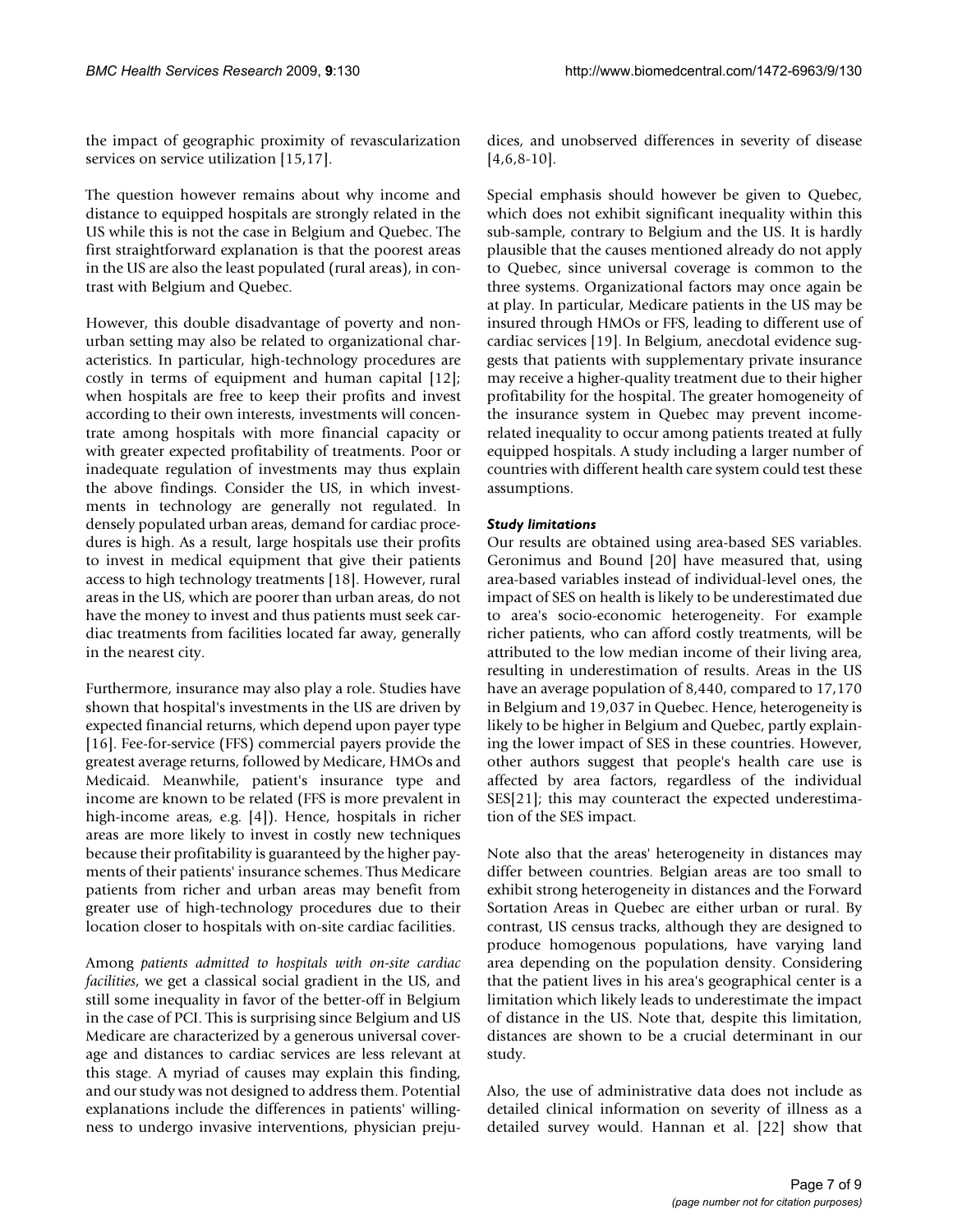the impact of geographic proximity of revascularization services on service utilization [15,17].

The question however remains about why income and distance to equipped hospitals are strongly related in the US while this is not the case in Belgium and Quebec. The first straightforward explanation is that the poorest areas in the US are also the least populated (rural areas), in contrast with Belgium and Quebec.

However, this double disadvantage of poverty and non-urban setting may also be related to organizational characteristics. In particular, high-technology procedures are costly in terms of equipment and human capital [12]; when hospitals are free to keep their profits and invest according to their own interests, investments will concentrate among hospitals with more financial capacity or with greater expected profitability of treatments. Poor or inadequate regulation of investments may thus explain the above findings. Consider the US, in which investments in technology are generally not regulated. In densely populated urban areas, demand for cardiac procedures is high. As a result, large hospitals use their profits to invest in medical equipment that give their patients access to high technology treatments [18]. However, rural areas in the US, which are poorer than urban areas, do not have the money to invest and thus patients must seek cardiac treatments from facilities located far away, generally in the nearest city.

Furthermore, insurance may also play a role. Studies have shown that hospital's investments in the US are driven by expected financial returns, which depend upon payer type [16]. Fee-for-service (FFS) commercial payers provide the greatest average returns, followed by Medicare, HMOs and Medicaid. Meanwhile, patient's insurance type and income are known to be related (FFS is more prevalent in high-income areas, e.g. [4]). Hence, hospitals in richer areas are more likely to invest in costly new techniques because their profitability is guaranteed by the higher payments of their patients' insurance schemes. Thus Medicare patients from richer and urban areas may benefit from greater use of high-technology procedures due to their location closer to hospitals with on-site cardiac facilities.

Among *patients admitted to hospitals with on-site cardiac facilities*, we get a classical social gradient in the US, and still some inequality in favor of the better-off in Belgium in the case of PCI. This is surprising since Belgium and US Medicare are characterized by a generous universal coverage and distances to cardiac services are less relevant at this stage. A myriad of causes may explain this finding, and our study was not designed to address them. Potential explanations include the differences in patients' willingness to undergo invasive interventions, physician prejudices, and unobserved differences in severity of disease [4,6,8-10].

Special emphasis should however be given to Quebec, which does not exhibit significant inequality within this sub-sample, contrary to Belgium and the US. It is hardly plausible that the causes mentioned already do not apply to Quebec, since universal coverage is common to the three systems. Organizational factors may once again be at play. In particular, Medicare patients in the US may be insured through HMOs or FFS, leading to different use of cardiac services [19]. In Belgium, anecdotal evidence suggests that patients with supplementary private insurance may receive a higher-quality treatment due to their higher profitability for the hospital. The greater homogeneity of the insurance system in Quebec may prevent income-related inequality to occur among patients treated at fully equipped hospitals. A study including a larger number of countries with different health care system could test these assumptions.

### *Study limitations*

Our results are obtained using area-based SES variables. Geronimus and Bound [20] have measured that, using area-based variables instead of individual-level ones, the impact of SES on health is likely to be underestimated due to area's socio-economic heterogeneity. For example richer patients, who can afford costly treatments, will be attributed to the low median income of their living area, resulting in underestimation of results. Areas in the US have an average population of 8,440, compared to 17,170 in Belgium and 19,037 in Quebec. Hence, heterogeneity is likely to be higher in Belgium and Quebec, partly explaining the lower impact of SES in these countries. However, other authors suggest that people's health care use is affected by area factors, regardless of the individual SES[21]; this may counteract the expected underestimation of the SES impact.

Note also that the areas' heterogeneity in distances may differ between countries. Belgian areas are too small to exhibit strong heterogeneity in distances and the Forward Sortation Areas in Quebec are either urban or rural. By contrast, US census tracks, although they are designed to produce homogenous populations, have varying land area depending on the population density. Considering that the patient lives in his area's geographical center is a limitation which likely leads to underestimate the impact of distance in the US. Note that, despite this limitation, distances are shown to be a crucial determinant in our study.

Also, the use of administrative data does not include as detailed clinical information on severity of illness as a detailed survey would. Hannan et al. [22] show that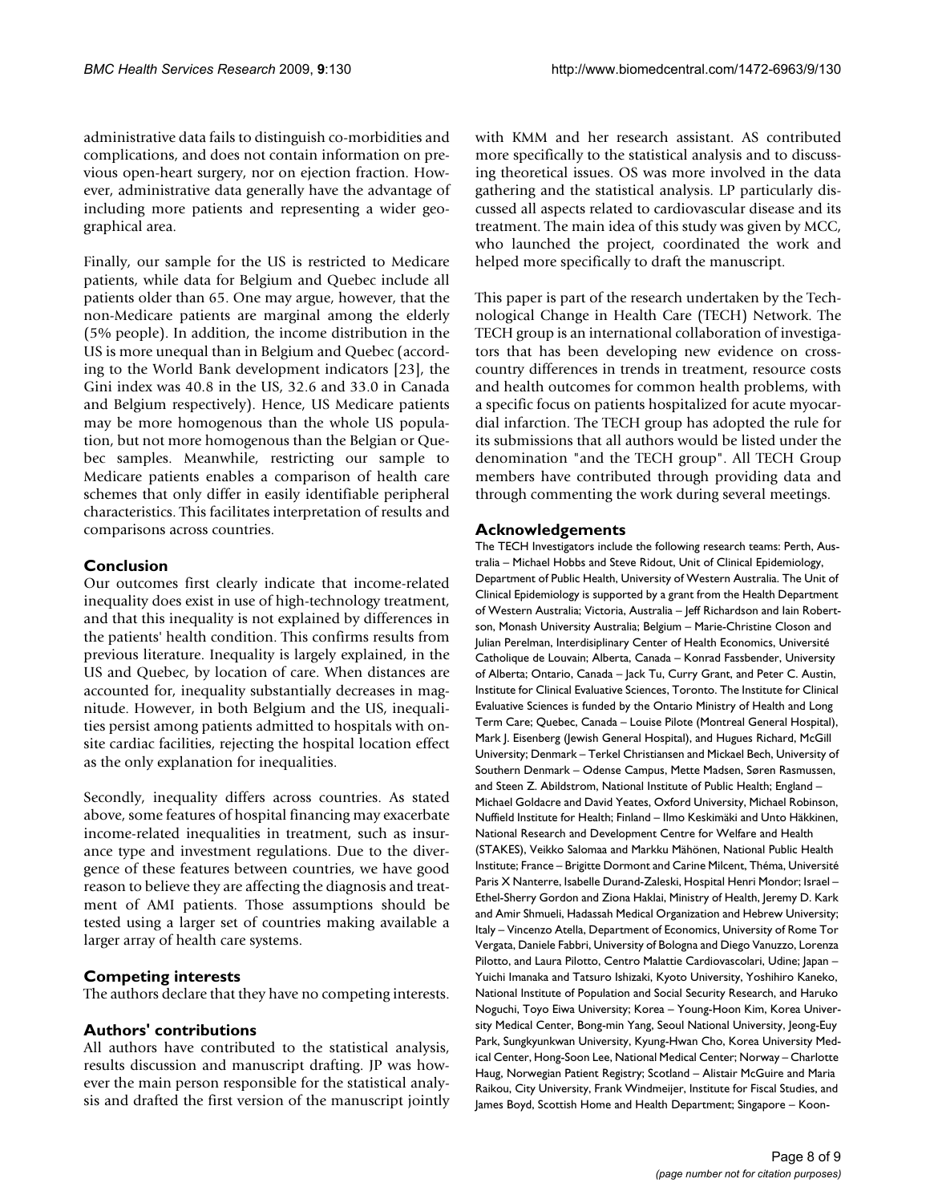administrative data fails to distinguish co-morbidities and complications, and does not contain information on previous open-heart surgery, nor on ejection fraction. However, administrative data generally have the advantage of including more patients and representing a wider geographical area.

Finally, our sample for the US is restricted to Medicare patients, while data for Belgium and Quebec include all patients older than 65. One may argue, however, that the non-Medicare patients are marginal among the elderly (5% people). In addition, the income distribution in the US is more unequal than in Belgium and Quebec (according to the World Bank development indicators [23], the Gini index was 40.8 in the US, 32.6 and 33.0 in Canada and Belgium respectively). Hence, US Medicare patients may be more homogenous than the whole US population, but not more homogenous than the Belgian or Quebec samples. Meanwhile, restricting our sample to Medicare patients enables a comparison of health care schemes that only differ in easily identifiable peripheral characteristics. This facilitates interpretation of results and comparisons across countries.

## Conclusion

Our outcomes first clearly indicate that income-related inequality does exist in use of high-technology treatment, and that this inequality is not explained by differences in the patients' health condition. This confirms results from previous literature. Inequality is largely explained, in the US and Quebec, by location of care. When distances are accounted for, inequality substantially decreases in magnitude. However, in both Belgium and the US, inequalities persist among patients admitted to hospitals with onsite cardiac facilities, rejecting the hospital location effect as the only explanation for inequalities.

Secondly, inequality differs across countries. As stated above, some features of hospital financing may exacerbate income-related inequalities in treatment, such as insurance type and investment regulations. Due to the divergence of these features between countries, we have good reason to believe they are affecting the diagnosis and treatment of AMI patients. Those assumptions should be tested using a larger set of countries making available a larger array of health care systems.

## Competing interests

The authors declare that they have no competing interests.

## Authors' contributions

All authors have contributed to the statistical analysis, results discussion and manuscript drafting. JP was however the main person responsible for the statistical analysis and drafted the first version of the manuscript jointly with KMM and her research assistant. AS contributed more specifically to the statistical analysis and to discussing theoretical issues. OS was more involved in the data gathering and the statistical analysis. LP particularly discussed all aspects related to cardiovascular disease and its treatment. The main idea of this study was given by MCC, who launched the project, coordinated the work and helped more specifically to draft the manuscript.

This paper is part of the research undertaken by the Technological Change in Health Care (TECH) Network. The TECH group is an international collaboration of investigators that has been developing new evidence on cross-country differences in trends in treatment, resource costs and health outcomes for common health problems, with a specific focus on patients hospitalized for acute myocardial infarction. The TECH group has adopted the rule for its submissions that all authors would be listed under the denomination "and the TECH group". All TECH Group members have contributed through providing data and through commenting the work during several meetings.

## Acknowledgements

The TECH Investigators include the following research teams: Perth, Australia – Michael Hobbs and Steve Ridout, Unit of Clinical Epidemiology, Department of Public Health, University of Western Australia. The Unit of Clinical Epidemiology is supported by a grant from the Health Department of Western Australia; Victoria, Australia – Jeff Richardson and Iain Robertson, Monash University Australia; Belgium – Marie-Christine Closon and Julian Perelman, Interdisiplinary Center of Health Economics, Université Catholique de Louvain; Alberta, Canada – Konrad Fassbender, University of Alberta; Ontario, Canada – Jack Tu, Curry Grant, and Peter C. Austin, Institute for Clinical Evaluative Sciences, Toronto. The Institute for Clinical Evaluative Sciences is funded by the Ontario Ministry of Health and Long Term Care; Quebec, Canada – Louise Pilote (Montreal General Hospital), Mark J. Eisenberg (Jewish General Hospital), and Hugues Richard, McGill University; Denmark – Terkel Christiansen and Mickael Bech, University of Southern Denmark – Odense Campus, Mette Madsen, Søren Rasmussen, and Steen Z. Abildstrom, National Institute of Public Health; England – Michael Goldacre and David Yeates, Oxford University, Michael Robinson, Nuffield Institute for Health; Finland – Ilmo Keskimäki and Unto Häkkinen, National Research and Development Centre for Welfare and Health (STAKES), Veikko Salomaa and Markku Mähönen, National Public Health Institute; France – Brigitte Dormont and Carine Milcent, Théma, Université Paris X Nanterre, Isabelle Durand-Zaleski, Hospital Henri Mondor; Israel – Ethel-Sherry Gordon and Ziona Haklai, Ministry of Health, Jeremy D. Kark and Amir Shmueli, Hadassah Medical Organization and Hebrew University; Italy – Vincenzo Atella, Department of Economics, University of Rome Tor Vergata, Daniele Fabbri, University of Bologna and Diego Vanuzzo, Lorenza Pilotto, and Laura Pilotto, Centro Malattie Cardiovascolari, Udine; Japan – Yuichi Imanaka and Tatsuro Ishizaki, Kyoto University, Yoshihiro Kaneko, National Institute of Population and Social Security Research, and Haruko Noguchi, Toyo Eiwa University; Korea – Young-Hoon Kim, Korea University Medical Center, Bong-min Yang, Seoul National University, Jeong-Euy Park, Sungkyunkwan University, Kyung-Hwan Cho, Korea University Medical Center, Hong-Soon Lee, National Medical Center; Norway – Charlotte Haug, Norwegian Patient Registry; Scotland – Alistair McGuire and Maria Raikou, City University, Frank Windmeijer, Institute for Fiscal Studies, and James Boyd, Scottish Home and Health Department; Singapore – Koon-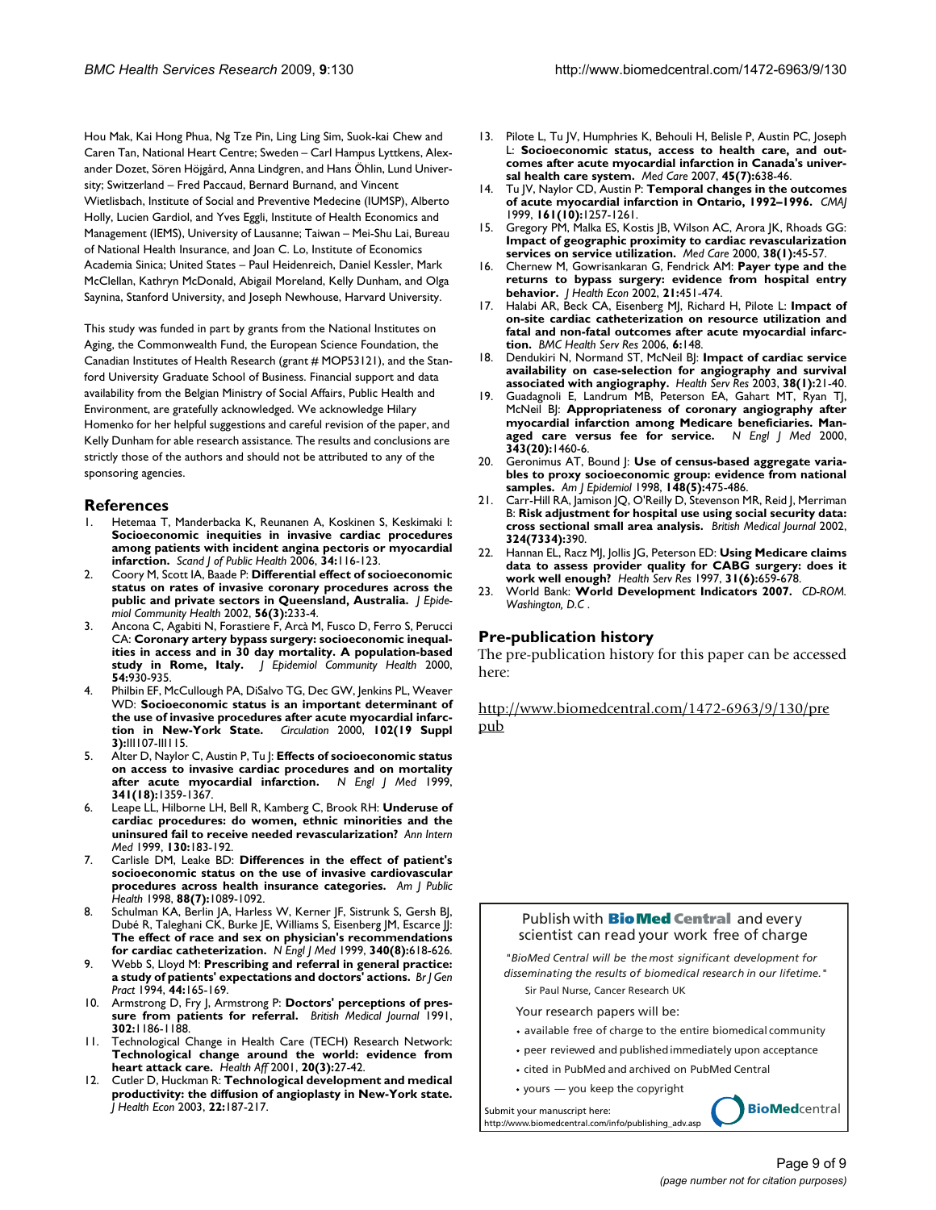Hou Mak, Kai Hong Phua, Ng Tze Pin, Ling Ling Sim, Suok-kai Chew and Caren Tan, National Heart Centre; Sweden – Carl Hampus Lyttkens, Alexander Dozet, Sören Höjgård, Anna Lindgren, and Hans Öhlin, Lund University; Switzerland – Fred Paccaud, Bernard Burnand, and Vincent Wietlisbach, Institute of Social and Preventive Medecine (IUMSP), Alberto Holly, Lucien Gardiol, and Yves Eggli, Institute of Health Economics and Management (IEMS), University of Lausanne; Taiwan – Mei-Shu Lai, Bureau of National Health Insurance, and Joan C. Lo, Institute of Economics Academia Sinica; United States – Paul Heidenreich, Daniel Kessler, Mark McClellan, Kathryn McDonald, Abigail Moreland, Kelly Dunham, and Olga Saynina, Stanford University, and Joseph Newhouse, Harvard University.

This study was funded in part by grants from the National Institutes on Aging, the Commonwealth Fund, the European Science Foundation, the Canadian Institutes of Health Research (grant # MOP53121), and the Stanford University Graduate School of Business. Financial support and data availability from the Belgian Ministry of Social Affairs, Public Health and Environment, are gratefully acknowledged. We acknowledge Hilary Homenko for her helpful suggestions and careful revision of the paper, and Kelly Dunham for able research assistance. The results and conclusions are strictly those of the authors and should not be attributed to any of the sponsoring agencies.

## References

1. Hetemaa T, Manderbacka K, Reunanen A, Koskinen S, Keskimaki I: **Socioeconomic inequities in invasive cardiac procedures among patients with incident angina pectoris or myocardial infarction.** *Scand J of Public Health* 2006, **34:**116-123.
2. Coory M, Scott IA, Baade P: **Differential effect of socioeconomic status on rates of invasive coronary procedures across the public and private sectors in Queensland, Australia.** *J Epidemiol Community Health* 2002, **56(3):**233-4.
3. Ancona C, Agabiti N, Forastiere F, Arcà M, Fusco D, Ferro S, Perucci CA: **Coronary artery bypass surgery: socioeconomic inequalities in access and in 30 day mortality. A population-based study in Rome, Italy.** *J Epidemiol Community Health* 2000, **54:**930-935.
4. Philbin EF, McCullough PA, DiSalvo TG, Dec GW, Jenkins PL, Weaver WD: **Socioeconomic status is an important determinant of the use of invasive procedures after acute myocardial infarction in New-York State.** *Circulation* 2000, **102(19 Suppl 3):**III107-III115.
5. Alter D, Naylor C, Austin P, Tu J: **Effects of socioeconomic status on access to invasive cardiac procedures and on mortality after acute myocardial infarction.** *N Engl J Med* 1999, **341(18):**1359-1367.
6. Leape LL, Hilborne LH, Bell R, Kamberg C, Brook RH: **Underuse of cardiac procedures: do women, ethnic minorities and the uninsured fail to receive needed revascularization?** *Ann Intern Med* 1999, **130:**183-192.
7. Carlisle DM, Leake BD: **Differences in the effect of patient's socioeconomic status on the use of invasive cardiovascular procedures across health insurance categories.** *Am J Public Health* 1998, **88(7):**1089-1092.
8. Schulman KA, Berlin JA, Harless W, Kerner JF, Sistrunk S, Gersh BJ, Dubé R, Taleghani CK, Burke JE, Williams S, Eisenberg JM, Escarce JJ: **The effect of race and sex on physician's recommendations for cardiac catheterization.** *N Engl J Med* 1999, **340(8):**618-626.
9. Webb S, Lloyd M: **Prescribing and referral in general practice: a study of patients' expectations and doctors' actions.** *Br J Gen Pract* 1994, **44:**165-169.
10. Armstrong D, Fry J, Armstrong P: **Doctors' perceptions of pressure from patients for referral.** *British Medical Journal* 1991, **302:**1186-1188.
11. Technological Change in Health Care (TECH) Research Network: **Technological change around the world: evidence from heart attack care.** *Health Aff* 2001, **20(3):**27-42.
12. Cutler D, Huckman R: **Technological development and medical productivity: the diffusion of angioplasty in New-York state.** *J Health Econ* 2003, **22:**187-217.
13. Pilote L, Tu JV, Humphries K, Behouli H, Belisle P, Austin PC, Joseph L: **Socioeconomic status, access to health care, and outcomes after acute myocardial infarction in Canada's universal health care system.** *Med Care* 2007, **45(7):**638-46.
14. Tu JV, Naylor CD, Austin P: **Temporal changes in the outcomes of acute myocardial infarction in Ontario, 1992–1996.** *CMAJ* 1999, **161(10):**1257-1261.
15. Gregory PM, Malka ES, Kostis JB, Wilson AC, Arora JK, Rhoads GG: **Impact of geographic proximity to cardiac revascularization services on service utilization.** *Med Care* 2000, **38(1):**45-57.
16. Chernew M, Gowrisankaran G, Fendrick AM: **Payer type and the returns to bypass surgery: evidence from hospital entry behavior.** *J Health Econ* 2002, **21:**451-474.
17. Halabi AR, Beck CA, Eisenberg MJ, Richard H, Pilote L: **Impact of on-site cardiac catheterization on resource utilization and fatal and non-fatal outcomes after acute myocardial infarction.** *BMC Health Serv Res* 2006, **6:**148.
18. Dendukiri N, Normand ST, McNeil BJ: **Impact of cardiac service availability on case-selection for angiography and survival associated with angiography.** *Health Serv Res* 2003, **38(1):**21-40.
19. Guadagnoli E, Landrum MB, Peterson EA, Gahart MT, Ryan TJ, McNeil BJ: **Appropriateness of coronary angiography after myocardial infarction among Medicare beneficiaries. Managed care versus fee for service.** *N Engl J Med* 2000, **343(20):**1460-6.
20. Geronimus AT, Bound J: **Use of census-based aggregate variables to proxy socioeconomic group: evidence from national samples.** *Am J Epidemiol* 1998, **148(5):**475-486.
21. Carr-Hill RA, Jamison JQ, O'Reilly D, Stevenson MR, Reid J, Merriman B: **Risk adjustment for hospital use using social security data: cross sectional small area analysis.** *British Medical Journal* 2002, **324(7334):**390.
22. Hannan EL, Racz MJ, Jollis JG, Peterson ED: **Using Medicare claims data to assess provider quality for CABG surgery: does it work well enough?** *Health Serv Res* 1997, **31(6):**659-678.
23. World Bank: **World Development Indicators 2007.** *CD-ROM. Washington, D.C .*

## Pre-publication history

The pre-publication history for this paper can be accessed here:

http://www.biomedcentral.com/1472-6963/9/130/prepub

Publish with **BioMed Central** and every scientist can read your work free of charge

*"BioMed Central will be the most significant development for disseminating the results of biomedical research in our lifetime."*
Sir Paul Nurse, Cancer Research UK

Your research papers will be:

- available free of charge to the entire biomedical community
- peer reviewed and published immediately upon acceptance
- cited in PubMed and archived on PubMed Central
- yours — you keep the copyright

Submit your manuscript here:
http://www.biomedcentral.com/info/publishing_adv.asp

BioMedcentral